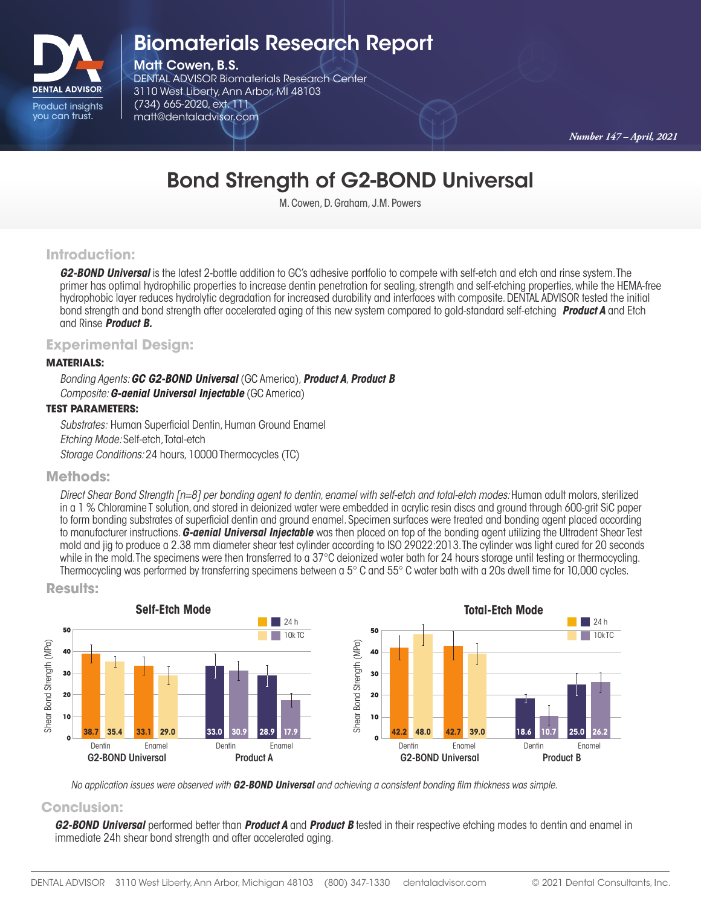DENTAL ADVISOR
Product insights you can trust.

# Biomaterials Research Report

**Matt Cowen, B.S.**
DENTAL ADVISOR Biomaterials Research Center
3110 West Liberty, Ann Arbor, MI 48103
(734) 665-2020, ext. 111
matt@dentaladvisor.com

*Number 147 – April, 2021*

# Bond Strength of G2-BOND Universal

M. Cowen, D. Graham, J.M. Powers

## Introduction:

***G2-BOND Universal*** is the latest 2-bottle addition to GC's adhesive portfolio to compete with self-etch and etch and rinse system. The primer has optimal hydrophilic properties to increase dentin penetration for sealing, strength and self-etching properties, while the HEMA-free hydrophobic layer reduces hydrolytic degradation for increased durability and interfaces with composite. DENTAL ADVISOR tested the initial bond strength and bond strength after accelerated aging of this new system compared to gold-standard self-etching ***Product A*** and Etch and Rinse ***Product B.***

## Experimental Design:

**MATERIALS:**

*Bonding Agents:* ***GC G2-BOND Universal*** (GC America), ***Product A***, ***Product B***
*Composite:* ***G-aenial Universal Injectable*** (GC America)

**TEST PARAMETERS:**

*Substrates:* Human Superficial Dentin, Human Ground Enamel
*Etching Mode:* Self-etch, Total-etch
*Storage Conditions:* 24 hours, 10000 Thermocycles (TC)

## Methods:

*Direct Shear Bond Strength [n=8] per bonding agent to dentin, enamel with self-etch and total-etch modes:* Human adult molars, sterilized in a 1 % Chloramine T solution, and stored in deionized water were embedded in acrylic resin discs and ground through 600-grit SiC paper to form bonding substrates of superficial dentin and ground enamel. Specimen surfaces were treated and bonding agent placed according to manufacturer instructions. ***G-aenial Universal Injectable*** was then placed on top of the bonding agent utilizing the Ultradent Shear Test mold and jig to produce a 2.38 mm diameter shear test cylinder according to ISO 29022:2013. The cylinder was light cured for 20 seconds while in the mold. The specimens were then transferred to a 37°C deionized water bath for 24 hours storage until testing or thermocycling. Thermocycling was performed by transferring specimens between a 5° C and 55° C water bath with a 20s dwell time for 10,000 cycles.

## Results:

**Self-Etch Mode** — Shear Bond Strength (MPa)

| Product | Substrate | 24 h | 10k TC |
|---|---|---|---|
| G2-BOND Universal | Dentin | 38.7 | 35.4 |
| G2-BOND Universal | Enamel | 33.1 | 29.0 |
| Product A | Dentin | 33.0 | 30.9 |
| Product A | Enamel | 28.9 | 17.9 |

**Total-Etch Mode** — Shear Bond Strength (MPa)

| Product | Substrate | 24 h | 10k TC |
|---|---|---|---|
| G2-BOND Universal | Dentin | 42.2 | 48.0 |
| G2-BOND Universal | Enamel | 42.7 | 39.0 |
| Product B | Dentin | 18.6 | 10.7 |
| Product B | Enamel | 25.0 | 26.2 |

*No application issues were observed with **G2-BOND Universal** and achieving a consistent bonding film thickness was simple.*

## Conclusion:

***G2-BOND Universal*** performed better than ***Product A*** and ***Product B*** tested in their respective etching modes to dentin and enamel in immediate 24h shear bond strength and after accelerated aging.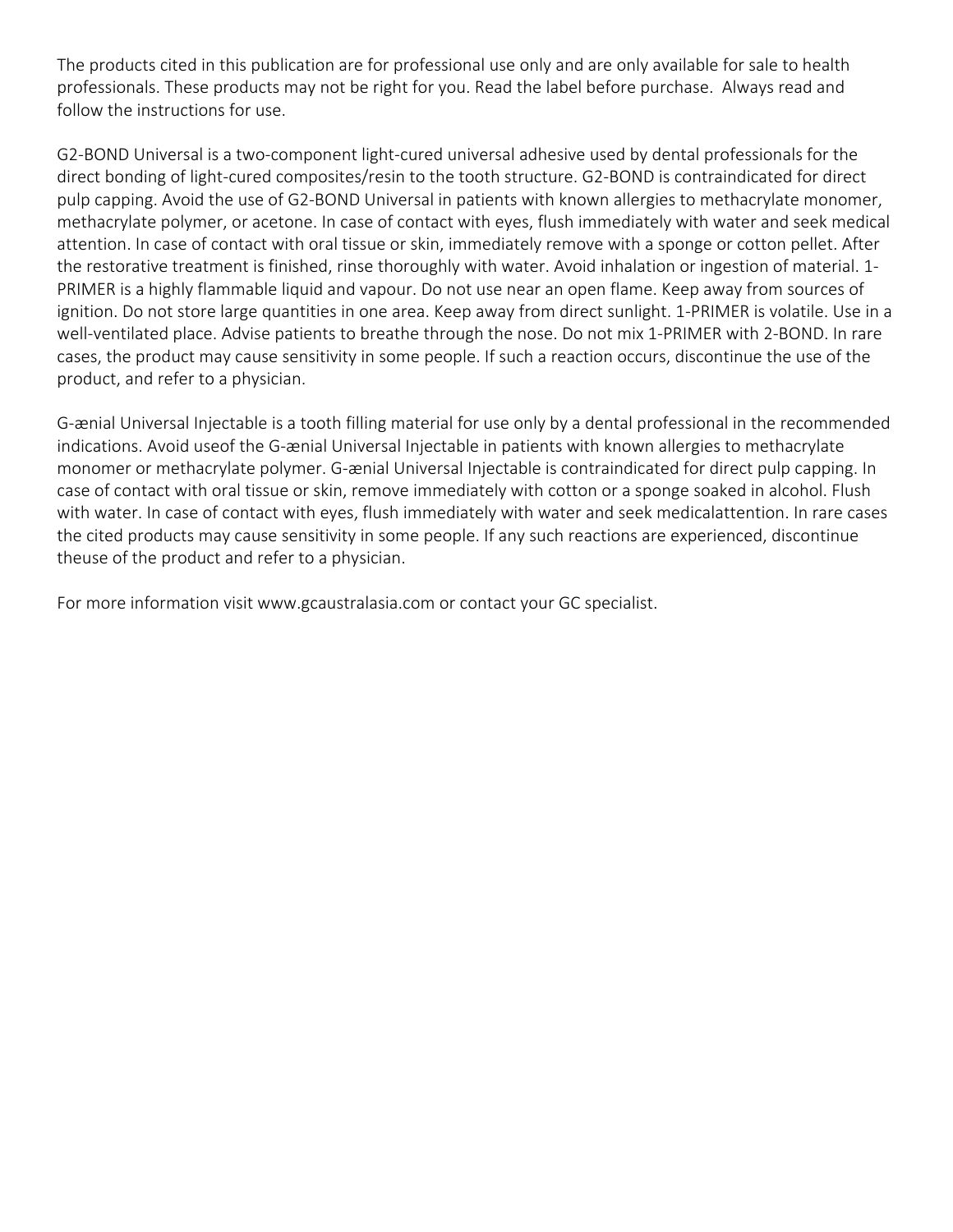The products cited in this publication are for professional use only and are only available for sale to health professionals. These products may not be right for you. Read the label before purchase. Always read and follow the instructions for use.

G2-BOND Universal is a two-component light-cured universal adhesive used by dental professionals for the direct bonding of light-cured composites/resin to the tooth structure. G2-BOND is contraindicated for direct pulp capping. Avoid the use of G2-BOND Universal in patients with known allergies to methacrylate monomer, methacrylate polymer, or acetone. In case of contact with eyes, flush immediately with water and seek medical attention. In case of contact with oral tissue or skin, immediately remove with a sponge or cotton pellet. After the restorative treatment is finished, rinse thoroughly with water. Avoid inhalation or ingestion of material. 1-PRIMER is a highly flammable liquid and vapour. Do not use near an open flame. Keep away from sources of ignition. Do not store large quantities in one area. Keep away from direct sunlight. 1-PRIMER is volatile. Use in a well-ventilated place. Advise patients to breathe through the nose. Do not mix 1-PRIMER with 2-BOND. In rare cases, the product may cause sensitivity in some people. If such a reaction occurs, discontinue the use of the product, and refer to a physician.

G-ænial Universal Injectable is a tooth filling material for use only by a dental professional in the recommended indications. Avoid useof the G-ænial Universal Injectable in patients with known allergies to methacrylate monomer or methacrylate polymer. G-ænial Universal Injectable is contraindicated for direct pulp capping. In case of contact with oral tissue or skin, remove immediately with cotton or a sponge soaked in alcohol. Flush with water. In case of contact with eyes, flush immediately with water and seek medicalattention. In rare cases the cited products may cause sensitivity in some people. If any such reactions are experienced, discontinue theuse of the product and refer to a physician.

For more information visit www.gcaustralasia.com or contact your GC specialist.